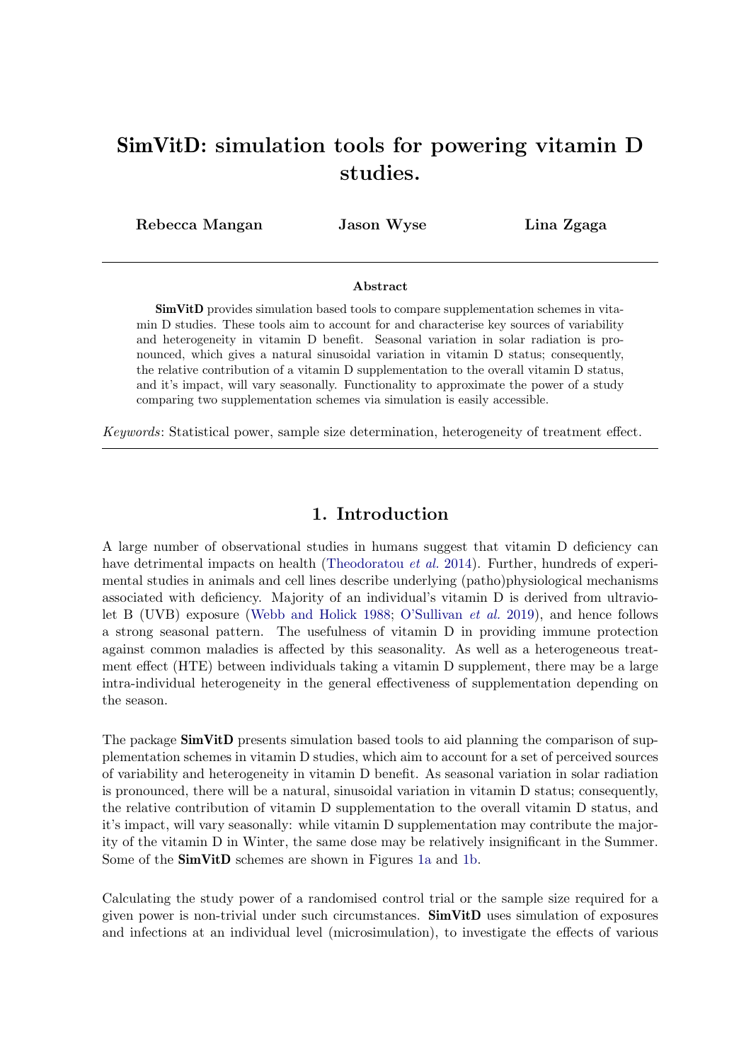# SimVitD: simulation tools for powering vitamin D studies.

**Rebecca Mangan** **Jason Wyse** **Lina Zgaga**

---

**Abstract**

**SimVitD** provides simulation based tools to compare supplementation schemes in vitamin D studies. These tools aim to account for and characterise key sources of variability and heterogeneity in vitamin D benefit. Seasonal variation in solar radiation is pronounced, which gives a natural sinusoidal variation in vitamin D status; consequently, the relative contribution of a vitamin D supplementation to the overall vitamin D status, and it's impact, will vary seasonally. Functionality to approximate the power of a study comparing two supplementation schemes via simulation is easily accessible.

*Keywords*: Statistical power, sample size determination, heterogeneity of treatment effect.

---

## 1. Introduction

A large number of observational studies in humans suggest that vitamin D deficiency can have detrimental impacts on health (Theodoratou *et al.* 2014). Further, hundreds of experimental studies in animals and cell lines describe underlying (patho)physiological mechanisms associated with deficiency. Majority of an individual's vitamin D is derived from ultraviolet B (UVB) exposure (Webb and Holick 1988; O'Sullivan *et al.* 2019), and hence follows a strong seasonal pattern. The usefulness of vitamin D in providing immune protection against common maladies is affected by this seasonality. As well as a heterogeneous treatment effect (HTE) between individuals taking a vitamin D supplement, there may be a large intra-individual heterogeneity in the general effectiveness of supplementation depending on the season.

The package **SimVitD** presents simulation based tools to aid planning the comparison of supplementation schemes in vitamin D studies, which aim to account for a set of perceived sources of variability and heterogeneity in vitamin D benefit. As seasonal variation in solar radiation is pronounced, there will be a natural, sinusoidal variation in vitamin D status; consequently, the relative contribution of vitamin D supplementation to the overall vitamin D status, and it's impact, will vary seasonally: while vitamin D supplementation may contribute the majority of the vitamin D in Winter, the same dose may be relatively insignificant in the Summer. Some of the **SimVitD** schemes are shown in Figures 1a and 1b.

Calculating the study power of a randomised control trial or the sample size required for a given power is non-trivial under such circumstances. **SimVitD** uses simulation of exposures and infections at an individual level (microsimulation), to investigate the effects of various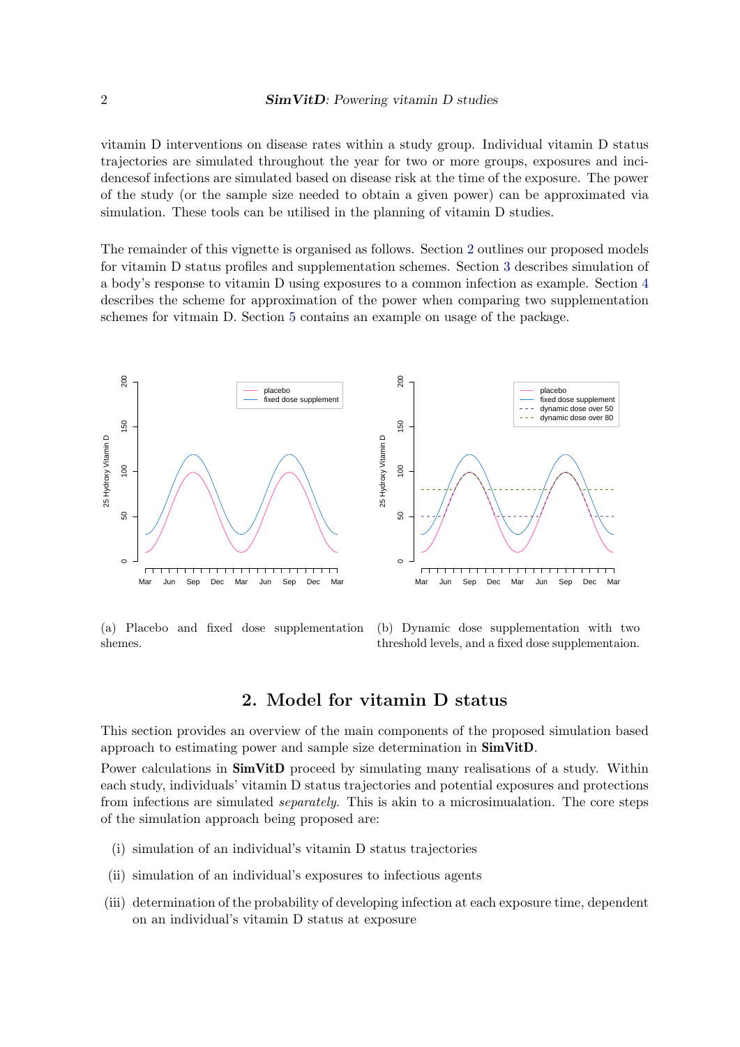vitamin D interventions on disease rates within a study group. Individual vitamin D status trajectories are simulated throughout the year for two or more groups, exposures and incidencesof infections are simulated based on disease risk at the time of the exposure. The power of the study (or the sample size needed to obtain a given power) can be approximated via simulation. These tools can be utilised in the planning of vitamin D studies.

The remainder of this vignette is organised as follows. Section 2 outlines our proposed models for vitamin D status profiles and supplementation schemes. Section 3 describes simulation of a body's response to vitamin D using exposures to a common infection as example. Section 4 describes the scheme for approximation of the power when comparing two supplementation schemes for vitmain D. Section 5 contains an example on usage of the package.

(a) Placebo and fixed dose supplementation shemes.

(b) Dynamic dose supplementation with two threshold levels, and a fixed dose supplementaion.

## 2. Model for vitamin D status

This section provides an overview of the main components of the proposed simulation based approach to estimating power and sample size determination in **SimVitD**.

Power calculations in **SimVitD** proceed by simulating many realisations of a study. Within each study, individuals' vitamin D status trajectories and potential exposures and protections from infections are simulated *separately*. This is akin to a microsimualation. The core steps of the simulation approach being proposed are:

(i) simulation of an individual's vitamin D status trajectories

(ii) simulation of an individual's exposures to infectious agents

(iii) determination of the probability of developing infection at each exposure time, dependent on an individual's vitamin D status at exposure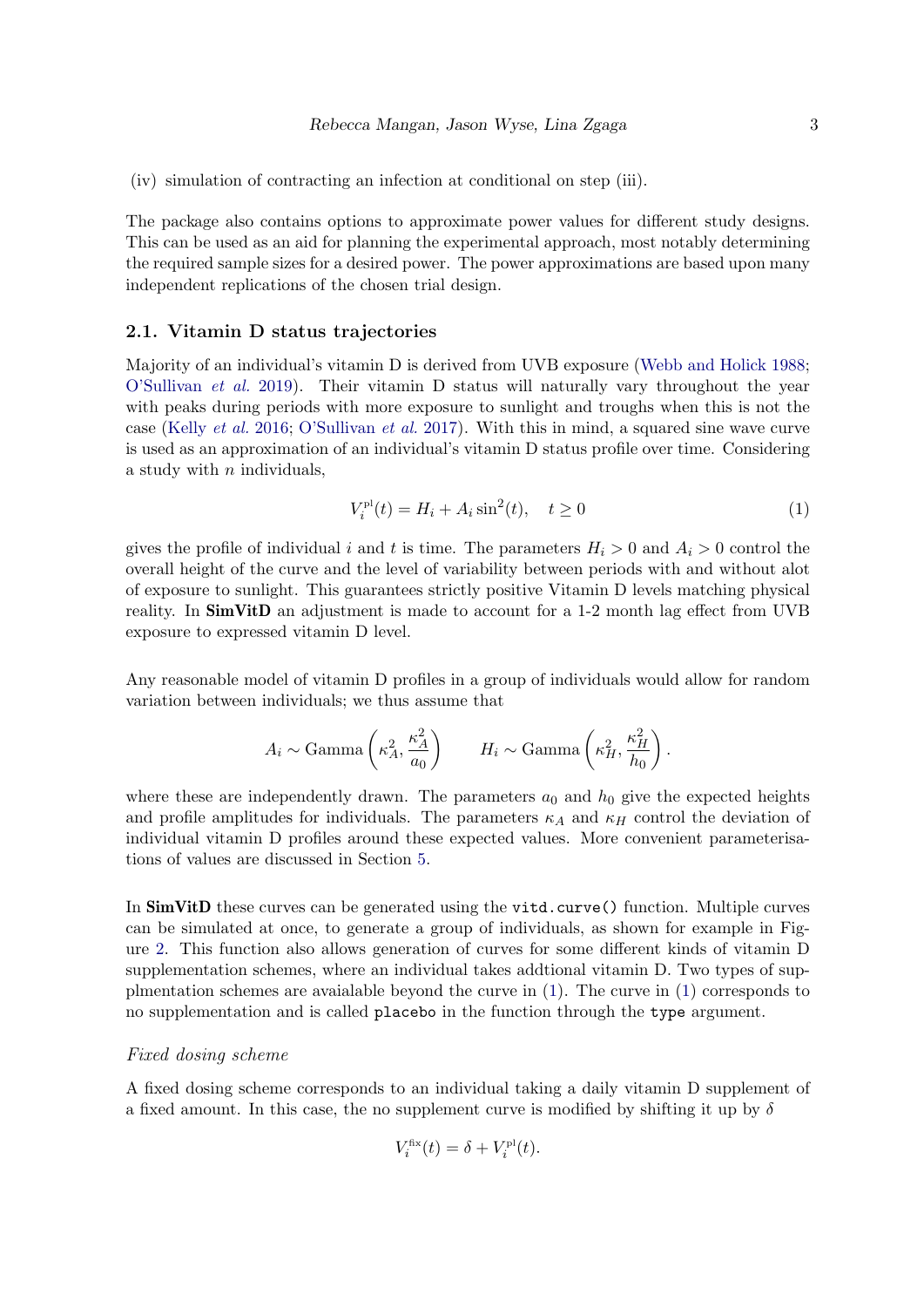(iv) simulation of contracting an infection at conditional on step (iii).

The package also contains options to approximate power values for different study designs. This can be used as an aid for planning the experimental approach, most notably determining the required sample sizes for a desired power. The power approximations are based upon many independent replications of the chosen trial design.

### 2.1. Vitamin D status trajectories

Majority of an individual's vitamin D is derived from UVB exposure (Webb and Holick 1988; O'Sullivan *et al.* 2019). Their vitamin D status will naturally vary throughout the year with peaks during periods with more exposure to sunlight and troughs when this is not the case (Kelly *et al.* 2016; O'Sullivan *et al.* 2017). With this in mind, a squared sine wave curve is used as an approximation of an individual's vitamin D status profile over time. Considering a study with $n$ individuals,

$$V_i^{\text{pl}}(t) = H_i + A_i \sin^2(t), \quad t \geq 0 \tag{1}$$

gives the profile of individual $i$ and $t$ is time. The parameters $H_i > 0$ and $A_i > 0$ control the overall height of the curve and the level of variability between periods with and without alot of exposure to sunlight. This guarantees strictly positive Vitamin D levels matching physical reality. In **SimVitD** an adjustment is made to account for a 1-2 month lag effect from UVB exposure to expressed vitamin D level.

Any reasonable model of vitamin D profiles in a group of individuals would allow for random variation between individuals; we thus assume that

$$A_i \sim \text{Gamma}\left(\kappa_A^2, \frac{\kappa_A^2}{a_0}\right) \qquad H_i \sim \text{Gamma}\left(\kappa_H^2, \frac{\kappa_H^2}{h_0}\right).$$

where these are independently drawn. The parameters $a_0$ and $h_0$ give the expected heights and profile amplitudes for individuals. The parameters $\kappa_A$ and $\kappa_H$ control the deviation of individual vitamin D profiles around these expected values. More convenient parameterisations of values are discussed in Section 5.

In **SimVitD** these curves can be generated using the `vitd.curve()` function. Multiple curves can be simulated at once, to generate a group of individuals, as shown for example in Figure 2. This function also allows generation of curves for some different kinds of vitamin D supplementation schemes, where an individual takes addtional vitamin D. Two types of supplmentation schemes are avaialable beyond the curve in (1). The curve in (1) corresponds to no supplementation and is called `placebo` in the function through the `type` argument.

#### *Fixed dosing scheme*

A fixed dosing scheme corresponds to an individual taking a daily vitamin D supplement of a fixed amount. In this case, the no supplement curve is modified by shifting it up by $\delta$

$$V_i^{\text{fix}}(t) = \delta + V_i^{\text{pl}}(t).$$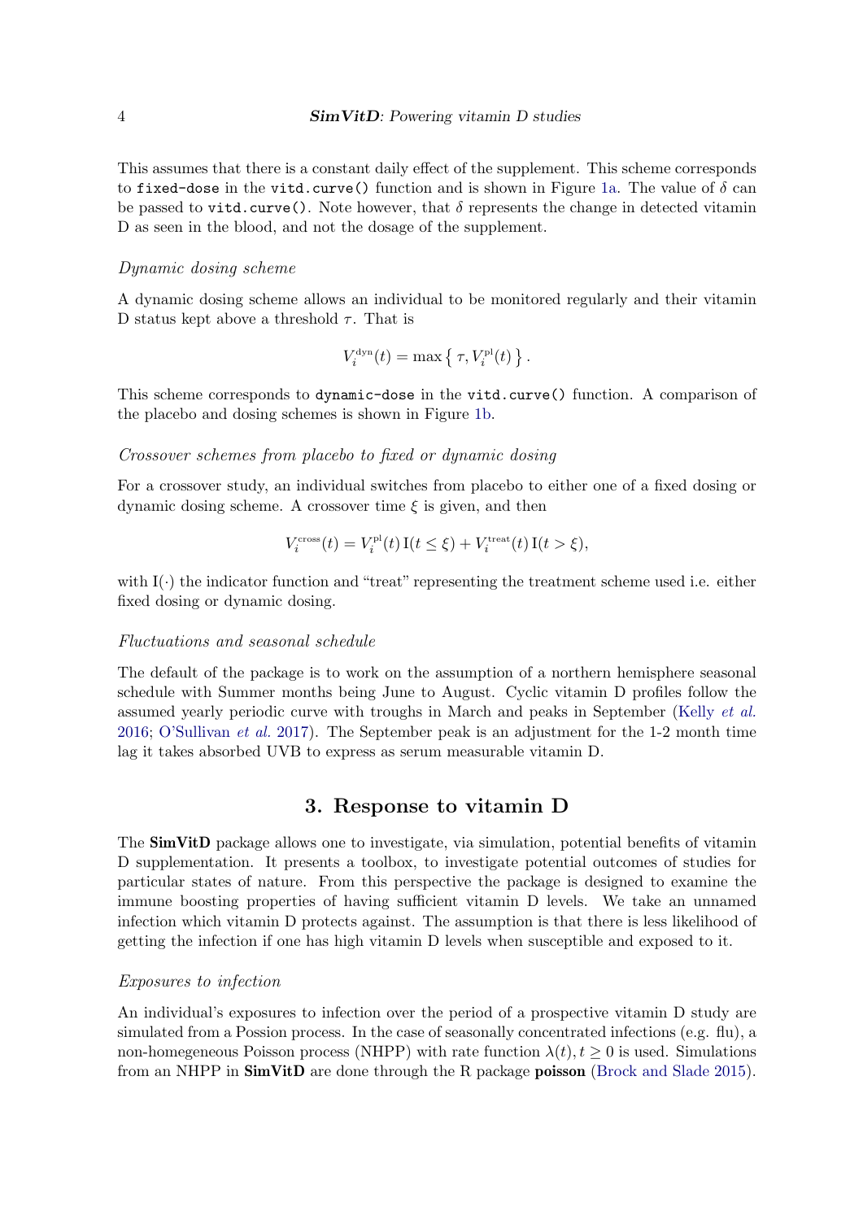This assumes that there is a constant daily effect of the supplement. This scheme corresponds to `fixed-dose` in the `vitd.curve()` function and is shown in Figure 1a. The value of $\delta$ can be passed to `vitd.curve()`. Note however, that $\delta$ represents the change in detected vitamin D as seen in the blood, and not the dosage of the supplement.

*Dynamic dosing scheme*

A dynamic dosing scheme allows an individual to be monitored regularly and their vitamin D status kept above a threshold $\tau$. That is

$$V_i^{\text{dyn}}(t) = \max\left\{\, \tau, V_i^{\text{pl}}(t) \,\right\}.$$

This scheme corresponds to `dynamic-dose` in the `vitd.curve()` function. A comparison of the placebo and dosing schemes is shown in Figure 1b.

*Crossover schemes from placebo to fixed or dynamic dosing*

For a crossover study, an individual switches from placebo to either one of a fixed dosing or dynamic dosing scheme. A crossover time $\xi$ is given, and then

$$V_i^{\text{cross}}(t) = V_i^{\text{pl}}(t)\,\mathrm{I}(t \leq \xi) + V_i^{\text{treat}}(t)\,\mathrm{I}(t > \xi),$$

with $\mathrm{I}(\cdot)$ the indicator function and "treat" representing the treatment scheme used i.e. either fixed dosing or dynamic dosing.

*Fluctuations and seasonal schedule*

The default of the package is to work on the assumption of a northern hemisphere seasonal schedule with Summer months being June to August. Cyclic vitamin D profiles follow the assumed yearly periodic curve with troughs in March and peaks in September (Kelly *et al.* 2016; O'Sullivan *et al.* 2017). The September peak is an adjustment for the 1-2 month time lag it takes absorbed UVB to express as serum measurable vitamin D.

## 3. Response to vitamin D

The **SimVitD** package allows one to investigate, via simulation, potential benefits of vitamin D supplementation. It presents a toolbox, to investigate potential outcomes of studies for particular states of nature. From this perspective the package is designed to examine the immune boosting properties of having sufficient vitamin D levels. We take an unnamed infection which vitamin D protects against. The assumption is that there is less likelihood of getting the infection if one has high vitamin D levels when susceptible and exposed to it.

*Exposures to infection*

An individual's exposures to infection over the period of a prospective vitamin D study are simulated from a Possion process. In the case of seasonally concentrated infections (e.g. flu), a non-homegeneous Poisson process (NHPP) with rate function $\lambda(t), t \geq 0$ is used. Simulations from an NHPP in **SimVitD** are done through the R package **poisson** (Brock and Slade 2015).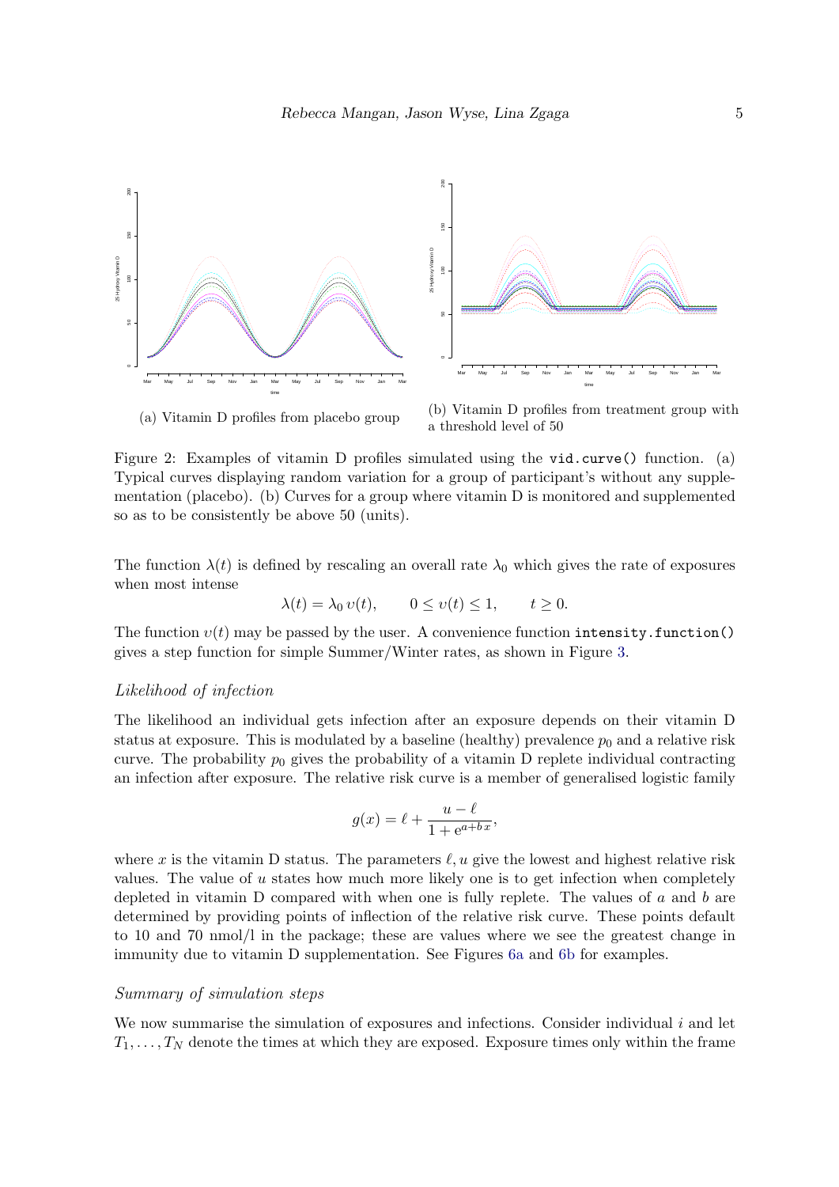(a) Vitamin D profiles from placebo group

(b) Vitamin D profiles from treatment group with a threshold level of 50

Figure 2: Examples of vitamin D profiles simulated using the `vid.curve()` function. (a) Typical curves displaying random variation for a group of participant's without any supplementation (placebo). (b) Curves for a group where vitamin D is monitored and supplemented so as to be consistently be above 50 (units).

The function $\lambda(t)$ is defined by rescaling an overall rate $\lambda_0$ which gives the rate of exposures when most intense

$$\lambda(t) = \lambda_0 \, \upsilon(t), \qquad 0 \leq \upsilon(t) \leq 1, \qquad t \geq 0.$$

The function $\upsilon(t)$ may be passed by the user. A convenience function `intensity.function()` gives a step function for simple Summer/Winter rates, as shown in Figure 3.

*Likelihood of infection*

The likelihood an individual gets infection after an exposure depends on their vitamin D status at exposure. This is modulated by a baseline (healthy) prevalence $p_0$ and a relative risk curve. The probability $p_0$ gives the probability of a vitamin D replete individual contracting an infection after exposure. The relative risk curve is a member of generalised logistic family

$$g(x) = \ell + \frac{u - \ell}{1 + \mathrm{e}^{a + b\,x}},$$

where $x$ is the vitamin D status. The parameters $\ell, u$ give the lowest and highest relative risk values. The value of $u$ states how much more likely one is to get infection when completely depleted in vitamin D compared with when one is fully replete. The values of $a$ and $b$ are determined by providing points of inflection of the relative risk curve. These points default to 10 and 70 nmol/l in the package; these are values where we see the greatest change in immunity due to vitamin D supplementation. See Figures 6a and 6b for examples.

*Summary of simulation steps*

We now summarise the simulation of exposures and infections. Consider individual $i$ and let $T_1, \ldots, T_N$ denote the times at which they are exposed. Exposure times only within the frame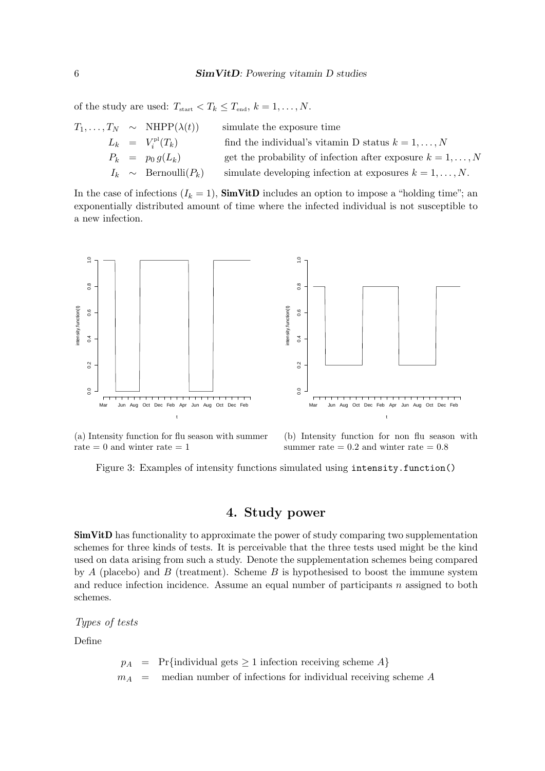of the study are used: $T_{\text{start}} < T_k \leq T_{\text{end}}$, $k = 1, \ldots, N$.

$$
\begin{array}{rcll}
T_1, \ldots, T_N & \sim & \text{NHPP}(\lambda(t)) & \text{simulate the exposure time} \\
L_k & = & V_i^{\text{pl}}(T_k) & \text{find the individual's vitamin D status } k = 1, \ldots, N \\
P_k & = & p_0 \, g(L_k) & \text{get the probability of infection after exposure } k = 1, \ldots, N \\
I_k & \sim & \text{Bernoulli}(P_k) & \text{simulate developing infection at exposures } k = 1, \ldots, N.
\end{array}
$$

In the case of infections ($I_k = 1$), **SimVitD** includes an option to impose a "holding time"; an exponentially distributed amount of time where the infected individual is not susceptible to a new infection.

(a) Intensity function for flu season with summer rate = 0 and winter rate = 1

(b) Intensity function for non flu season with summer rate = 0.2 and winter rate = 0.8

Figure 3: Examples of intensity functions simulated using `intensity.function()`

# 4. Study power

**SimVitD** has functionality to approximate the power of study comparing two supplementation schemes for three kinds of tests. It is perceivable that the three tests used might be the kind used on data arising from such a study. Denote the supplementation schemes being compared by $A$ (placebo) and $B$ (treatment). Scheme $B$ is hypothesised to boost the immune system and reduce infection incidence. Assume an equal number of participants $n$ assigned to both schemes.

*Types of tests*

Define

$$
\begin{array}{rcl}
p_A & = & \Pr\{\text{individual gets} \geq 1 \text{ infection receiving scheme } A\} \\
m_A & = & \text{median number of infections for individual receiving scheme } A
\end{array}
$$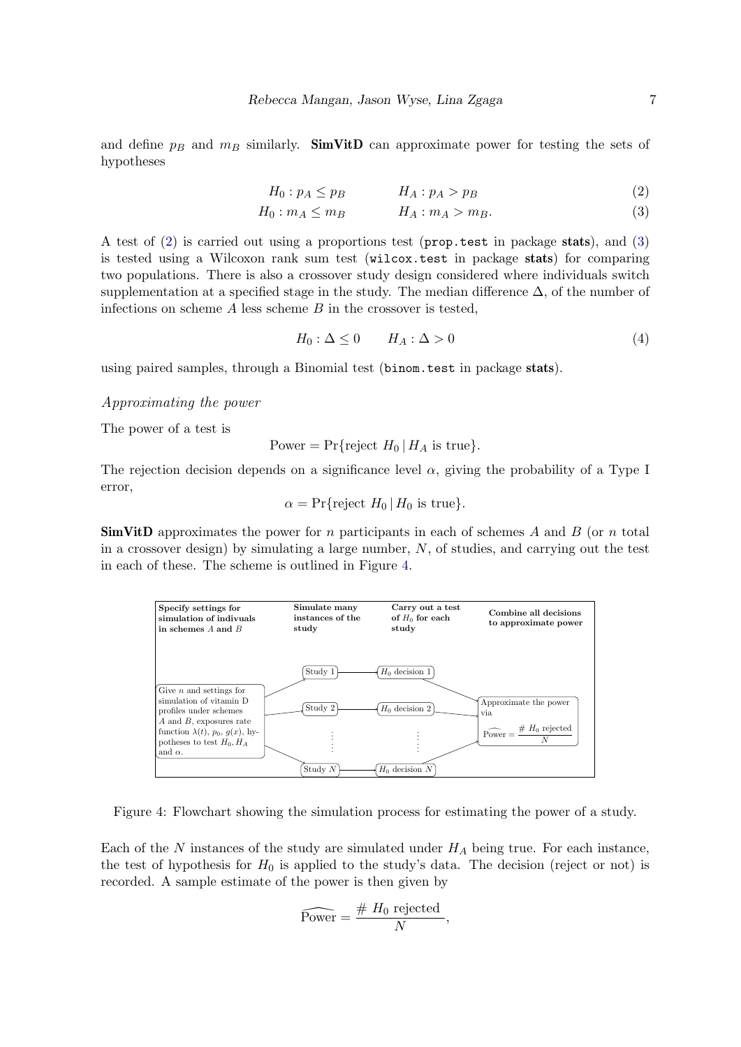and define $p_B$ and $m_B$ similarly. **SimVitD** can approximate power for testing the sets of hypotheses

$$H_0 : p_A \leq p_B \qquad H_A : p_A > p_B \tag{2}$$

$$H_0 : m_A \leq m_B \qquad H_A : m_A > m_B. \tag{3}$$

A test of (2) is carried out using a proportions test (`prop.test` in package **stats**), and (3) is tested using a Wilcoxon rank sum test (`wilcox.test` in package **stats**) for comparing two populations. There is also a crossover study design considered where individuals switch supplementation at a specified stage in the study. The median difference $\Delta$, of the number of infections on scheme $A$ less scheme $B$ in the crossover is tested,

$$H_0 : \Delta \leq 0 \qquad H_A : \Delta > 0 \tag{4}$$

using paired samples, through a Binomial test (`binom.test` in package **stats**).

*Approximating the power*

The power of a test is

$$\text{Power} = \Pr\{\text{reject } H_0 \,|\, H_A \text{ is true}\}.$$

The rejection decision depends on a significance level $\alpha$, giving the probability of a Type I error,

$$\alpha = \Pr\{\text{reject } H_0 \,|\, H_0 \text{ is true}\}.$$

**SimVitD** approximates the power for $n$ participants in each of schemes $A$ and $B$ (or $n$ total in a crossover design) by simulating a large number, $N$, of studies, and carrying out the test in each of these. The scheme is outlined in Figure 4.

| Specify settings for simulation of indivuals in schemes $A$ and $B$ | Simulate many instances of the study | Carry out a test of $H_0$ for each study | Combine all decisions to approximate power |
|---|---|---|---|
| Give $n$ and settings for simulation of vitamin D profiles under schemes $A$ and $B$, exposures rate function $\lambda(t)$, $p_0$, $g(x)$, hypotheses to test $H_0$, $H_A$ and $\alpha$. | Study 1 | $H_0$ decision 1 | Approximate the power via $\widehat{\text{Power}} = \frac{\#\ H_0 \text{ rejected}}{N}$ |
| | Study 2 | $H_0$ decision 2 | |
| | ⋮ | ⋮ | |
| | Study $N$ | $H_0$ decision $N$ | |

Figure 4: Flowchart showing the simulation process for estimating the power of a study.

Each of the $N$ instances of the study are simulated under $H_A$ being true. For each instance, the test of hypothesis for $H_0$ is applied to the study's data. The decision (reject or not) is recorded. A sample estimate of the power is then given by

$$\widehat{\text{Power}} = \frac{\#\ H_0 \text{ rejected}}{N},$$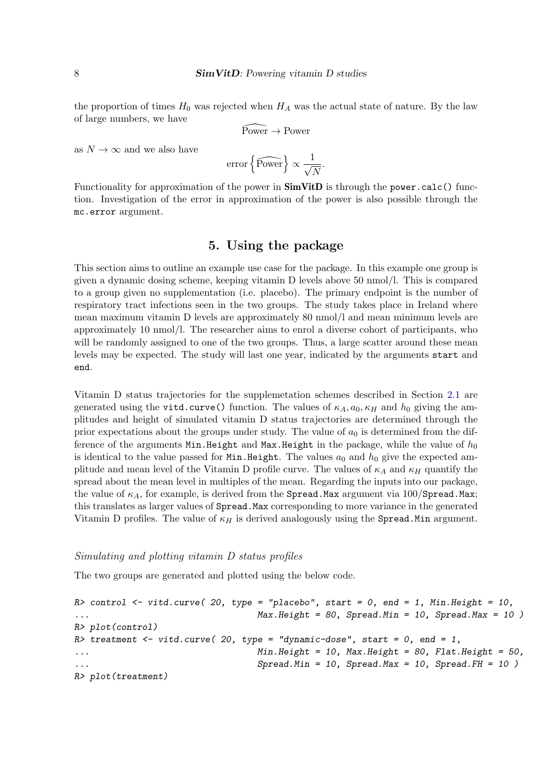the proportion of times $H_0$ was rejected when $H_A$ was the actual state of nature. By the law of large numbers, we have

$$\widehat{\text{Power}} \rightarrow \text{Power}$$

as $N \rightarrow \infty$ and we also have

$$\text{error}\left\{\widehat{\text{Power}}\right\} \propto \frac{1}{\sqrt{N}}.$$

Functionality for approximation of the power in **SimVitD** is through the `power.calc()` function. Investigation of the error in approximation of the power is also possible through the `mc.error` argument.

## 5. Using the package

This section aims to outline an example use case for the package. In this example one group is given a dynamic dosing scheme, keeping vitamin D levels above 50 nmol/l. This is compared to a group given no supplementation (i.e. placebo). The primary endpoint is the number of respiratory tract infections seen in the two groups. The study takes place in Ireland where mean maximum vitamin D levels are approximately 80 nmol/l and mean minimum levels are approximately 10 nmol/l. The researcher aims to enrol a diverse cohort of participants, who will be randomly assigned to one of the two groups. Thus, a large scatter around these mean levels may be expected. The study will last one year, indicated by the arguments `start` and `end`.

Vitamin D status trajectories for the supplemetation schemes described in Section 2.1 are generated using the `vitd.curve()` function. The values of $\kappa_A, a_0, \kappa_H$ and $h_0$ giving the amplitudes and height of simulated vitamin D status trajectories are determined through the prior expectations about the groups under study. The value of $a_0$ is determined from the difference of the arguments `Min.Height` and `Max.Height` in the package, while the value of $h_0$ is identical to the value passed for `Min.Height`. The values $a_0$ and $h_0$ give the expected amplitude and mean level of the Vitamin D profile curve. The values of $\kappa_A$ and $\kappa_H$ quantify the spread about the mean level in multiples of the mean. Regarding the inputs into our package, the value of $\kappa_A$, for example, is derived from the `Spread.Max` argument via 100/`Spread.Max`; this translates as larger values of `Spread.Max` corresponding to more variance in the generated Vitamin D profiles. The value of $\kappa_H$ is derived analogously using the `Spread.Min` argument.

*Simulating and plotting vitamin D status profiles*

The two groups are generated and plotted using the below code.

```
R> control <- vitd.curve( 20, type = "placebo", start = 0, end = 1, Min.Height = 10,
...                        Max.Height = 80, Spread.Min = 10, Spread.Max = 10 )
R> plot(control)
R> treatment <- vitd.curve( 20, type = "dynamic-dose", start = 0, end = 1,
...                        Min.Height = 10, Max.Height = 80, Flat.Height = 50,
...                        Spread.Min = 10, Spread.Max = 10, Spread.FH = 10 )
R> plot(treatment)
```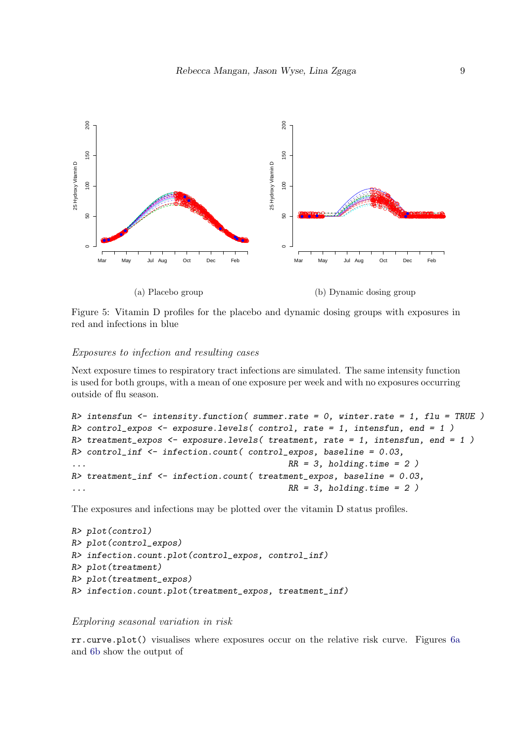(a) Placebo group

(b) Dynamic dosing group

Figure 5: Vitamin D profiles for the placebo and dynamic dosing groups with exposures in red and infections in blue

*Exposures to infection and resulting cases*

Next exposure times to respiratory tract infections are simulated. The same intensity function is used for both groups, with a mean of one exposure per week and with no exposures occurring outside of flu season.

```
R> intensfun <- intensity.function( summer.rate = 0, winter.rate = 1, flu = TRUE )
R> control_expos <- exposure.levels( control, rate = 1, intensfun, end = 1 )
R> treatment_expos <- exposure.levels( treatment, rate = 1, intensfun, end = 1 )
R> control_inf <- infection.count( control_expos, baseline = 0.03,
...                                RR = 3, holding.time = 2 )
R> treatment_inf <- infection.count( treatment_expos, baseline = 0.03,
...                                RR = 3, holding.time = 2 )
```

The exposures and infections may be plotted over the vitamin D status profiles.

```
R> plot(control)
R> plot(control_expos)
R> infection.count.plot(control_expos, control_inf)
R> plot(treatment)
R> plot(treatment_expos)
R> infection.count.plot(treatment_expos, treatment_inf)
```

*Exploring seasonal variation in risk*

`rr.curve.plot()` visualises where exposures occur on the relative risk curve. Figures 6a and 6b show the output of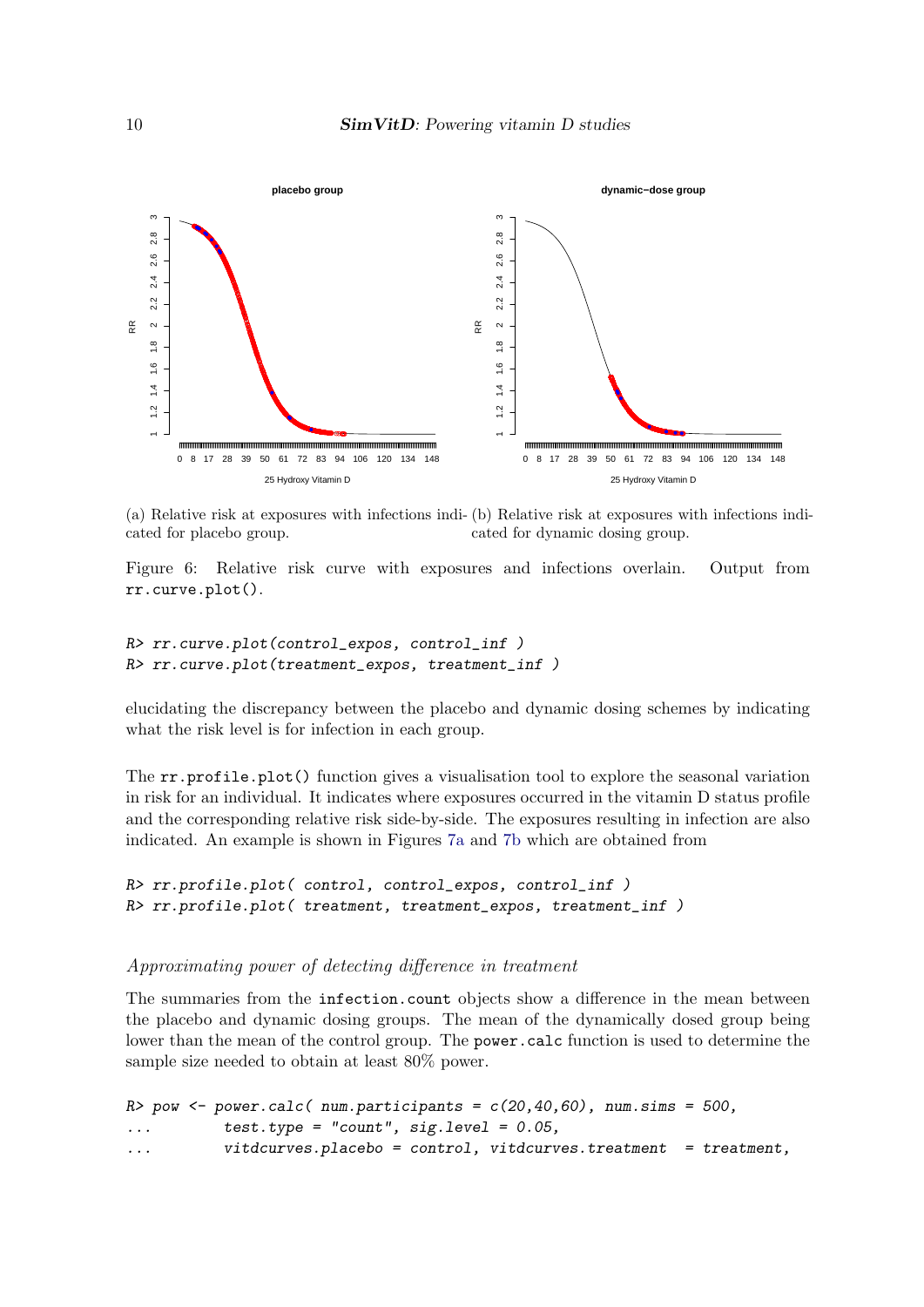(a) Relative risk at exposures with infections indicated for placebo group.

(b) Relative risk at exposures with infections indicated for dynamic dosing group.

Figure 6: Relative risk curve with exposures and infections overlain. Output from `rr.curve.plot()`.

```
R> rr.curve.plot(control_expos, control_inf )
R> rr.curve.plot(treatment_expos, treatment_inf )
```

elucidating the discrepancy between the placebo and dynamic dosing schemes by indicating what the risk level is for infection in each group.

The `rr.profile.plot()` function gives a visualisation tool to explore the seasonal variation in risk for an individual. It indicates where exposures occurred in the vitamin D status profile and the corresponding relative risk side-by-side. The exposures resulting in infection are also indicated. An example is shown in Figures 7a and 7b which are obtained from

```
R> rr.profile.plot( control, control_expos, control_inf )
R> rr.profile.plot( treatment, treatment_expos, treatment_inf )
```

### *Approximating power of detecting difference in treatment*

The summaries from the `infection.count` objects show a difference in the mean between the placebo and dynamic dosing groups. The mean of the dynamically dosed group being lower than the mean of the control group. The `power.calc` function is used to determine the sample size needed to obtain at least 80% power.

```
R> pow <- power.calc( num.participants = c(20,40,60), num.sims = 500,
...        test.type = "count", sig.level = 0.05,
...        vitdcurves.placebo = control, vitdcurves.treatment  = treatment,
```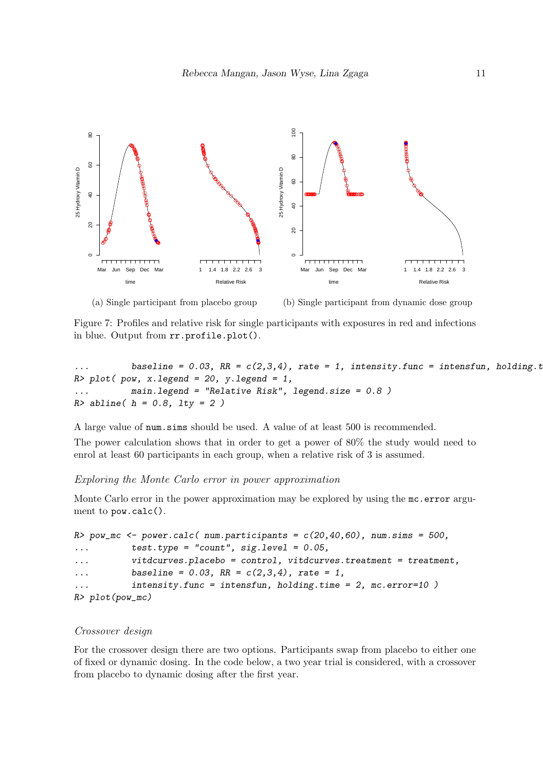(a) Single participant from placebo group

(b) Single participant from dynamic dose group

Figure 7: Profiles and relative risk for single participants with exposures in red and infections in blue. Output from `rr.profile.plot()`.

```
...        baseline = 0.03, RR = c(2,3,4), rate = 1, intensity.func = intensfun, holding.t
R> plot( pow, x.legend = 20, y.legend = 1,
...        main.legend = "Relative Risk", legend.size = 0.8 )
R> abline( h = 0.8, lty = 2 )
```

A large value of `num.sims` should be used. A value of at least 500 is recommended.

The power calculation shows that in order to get a power of 80% the study would need to enrol at least 60 participants in each group, when a relative risk of 3 is assumed.

*Exploring the Monte Carlo error in power approximation*

Monte Carlo error in the power approximation may be explored by using the `mc.error` argument to `pow.calc()`.

```
R> pow_mc <- power.calc( num.participants = c(20,40,60), num.sims = 500,
...        test.type = "count", sig.level = 0.05,
...        vitdcurves.placebo = control, vitdcurves.treatment = treatment,
...        baseline = 0.03, RR = c(2,3,4), rate = 1,
...        intensity.func = intensfun, holding.time = 2, mc.error=10 )
R> plot(pow_mc)
```

*Crossover design*

For the crossover design there are two options. Participants swap from placebo to either one of fixed or dynamic dosing. In the code below, a two year trial is considered, with a crossover from placebo to dynamic dosing after the first year.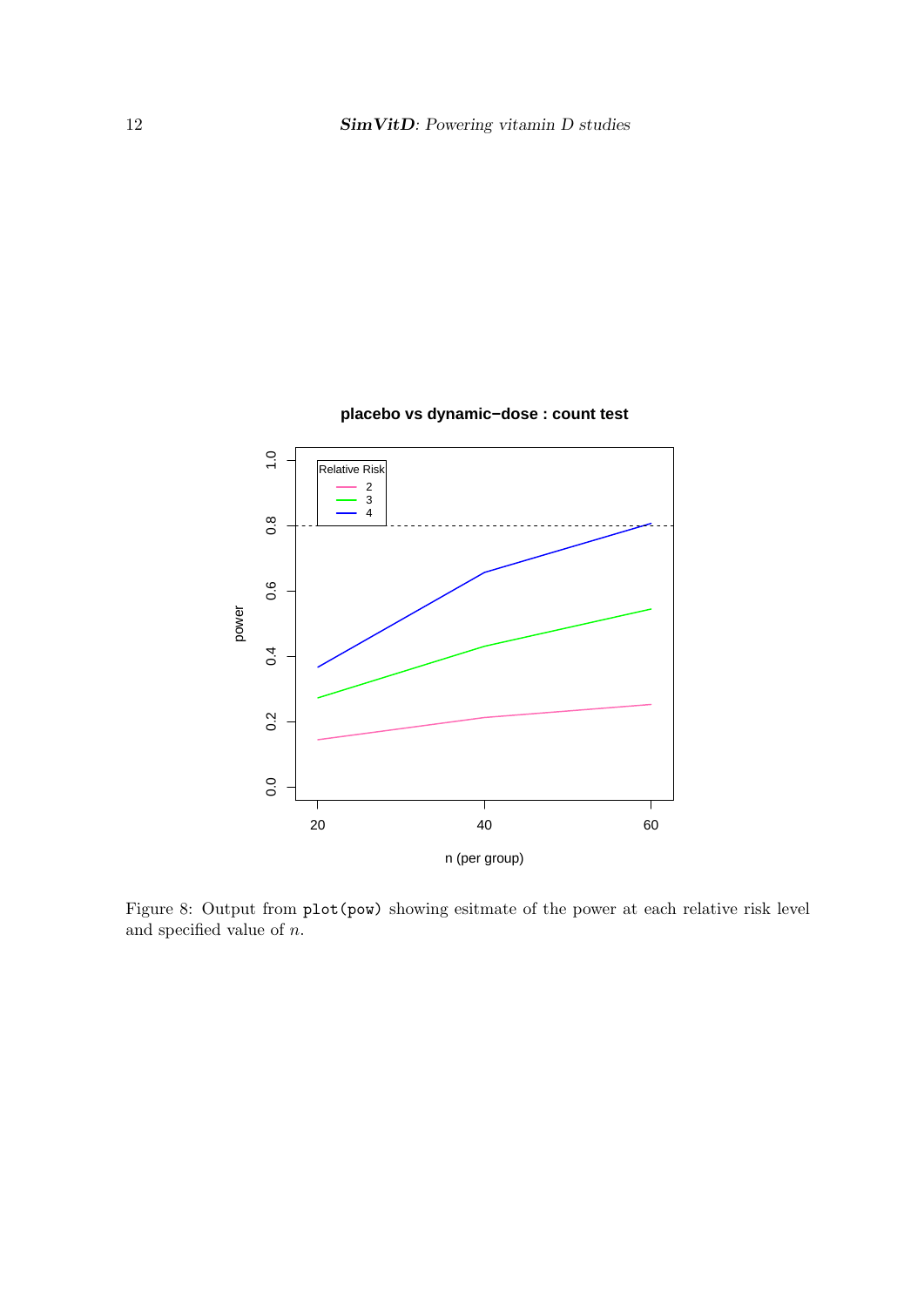Figure 8: Output from `plot(pow)` showing esitmate of the power at each relative risk level and specified value of $n$.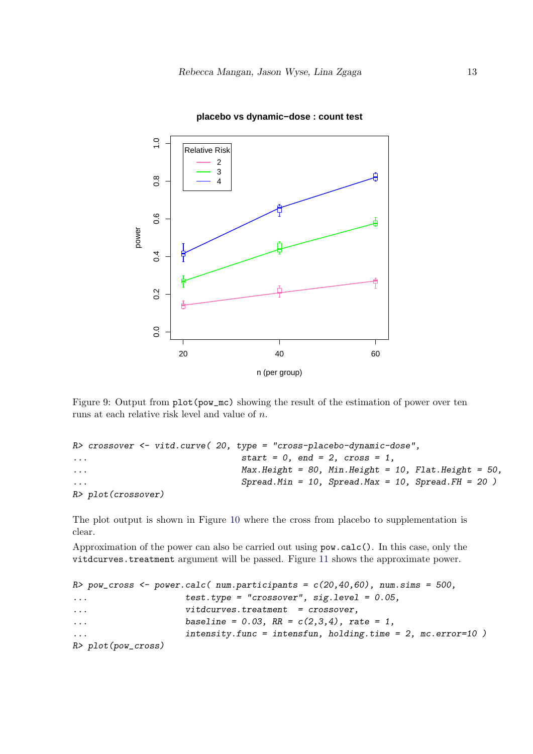Figure 9: Output from `plot(pow_mc)` showing the result of the estimation of power over ten runs at each relative risk level and value of $n$.

```
R> crossover <- vitd.curve( 20, type = "cross-placebo-dynamic-dose",
...                          start = 0, end = 2, cross = 1,
...                          Max.Height = 80, Min.Height = 10, Flat.Height = 50,
...                          Spread.Min = 10, Spread.Max = 10, Spread.FH = 20 )
R> plot(crossover)
```

The plot output is shown in Figure 10 where the cross from placebo to supplementation is clear.

Approximation of the power can also be carried out using `pow.calc()`. In this case, only the `vitdcurves.treatment` argument will be passed. Figure 11 shows the approximate power.

```
R> pow_cross <- power.calc( num.participants = c(20,40,60), num.sims = 500,
...                 test.type = "crossover", sig.level = 0.05,
...                 vitdcurves.treatment  = crossover,
...                 baseline = 0.03, RR = c(2,3,4), rate = 1,
...                 intensity.func = intensfun, holding.time = 2, mc.error=10 )
R> plot(pow_cross)
```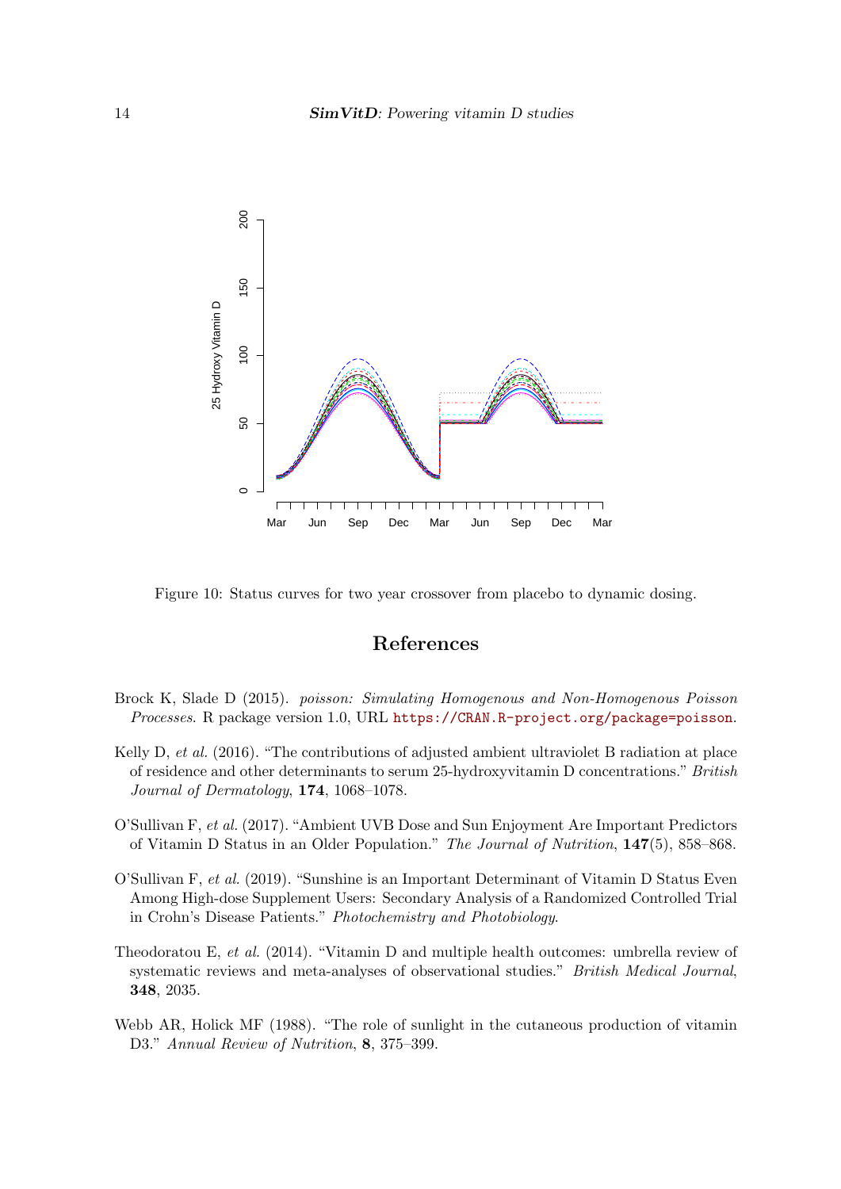Figure 10: Status curves for two year crossover from placebo to dynamic dosing.

## References

Brock K, Slade D (2015). *poisson: Simulating Homogenous and Non-Homogenous Poisson Processes*. R package version 1.0, URL https://CRAN.R-project.org/package=poisson.

Kelly D, *et al.* (2016). "The contributions of adjusted ambient ultraviolet B radiation at place of residence and other determinants to serum 25-hydroxyvitamin D concentrations." *British Journal of Dermatology*, **174**, 1068–1078.

O'Sullivan F, *et al.* (2017). "Ambient UVB Dose and Sun Enjoyment Are Important Predictors of Vitamin D Status in an Older Population." *The Journal of Nutrition*, **147**(5), 858–868.

O'Sullivan F, *et al.* (2019). "Sunshine is an Important Determinant of Vitamin D Status Even Among High-dose Supplement Users: Secondary Analysis of a Randomized Controlled Trial in Crohn's Disease Patients." *Photochemistry and Photobiology*.

Theodoratou E, *et al.* (2014). "Vitamin D and multiple health outcomes: umbrella review of systematic reviews and meta-analyses of observational studies." *British Medical Journal*, **348**, 2035.

Webb AR, Holick MF (1988). "The role of sunlight in the cutaneous production of vitamin D3." *Annual Review of Nutrition*, **8**, 375–399.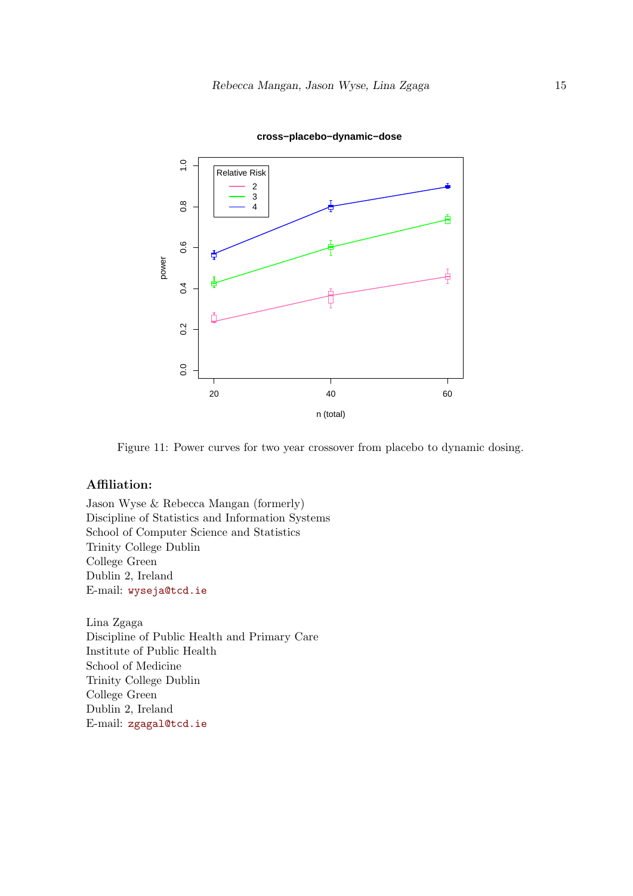cross−placebo−dynamic−dose

Relative Risk
2
3
4

power

0.0
0.2
0.4
0.6
0.8
1.0

20
40
60

n (total)

Figure 11: Power curves for two year crossover from placebo to dynamic dosing.

## Affiliation:

Jason Wyse & Rebecca Mangan (formerly)
Discipline of Statistics and Information Systems
School of Computer Science and Statistics
Trinity College Dublin
College Green
Dublin 2, Ireland
E-mail: wyseja@tcd.ie

Lina Zgaga
Discipline of Public Health and Primary Care
Institute of Public Health
School of Medicine
Trinity College Dublin
College Green
Dublin 2, Ireland
E-mail: zgagal@tcd.ie